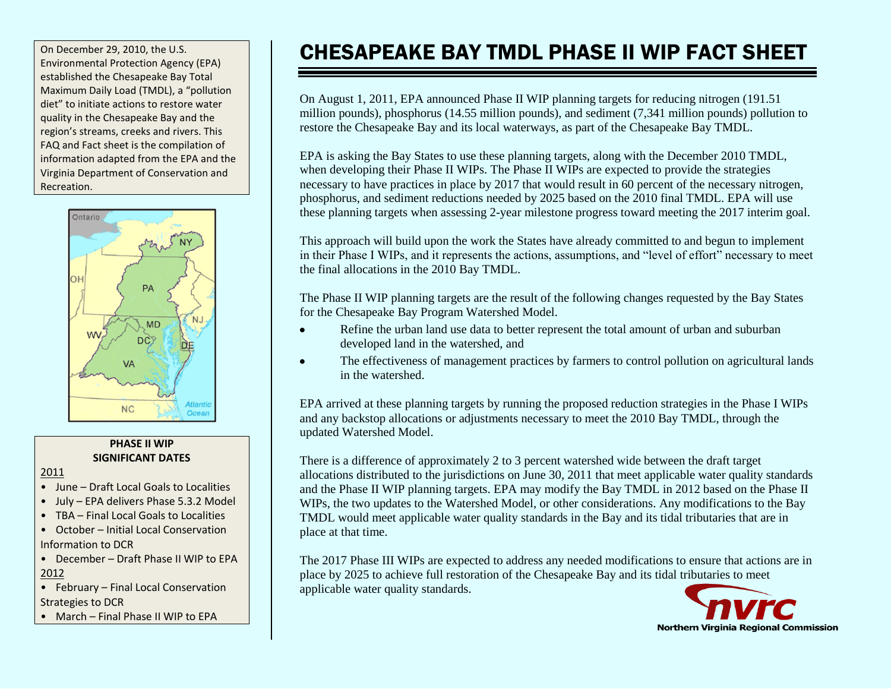On December 29, 2010, the U.S. Environmental Protection Agency (EPA) established the Chesapeake Bay Total Maximum Daily Load (TMDL), a "pollution diet" to initiate actions to restore water quality in the Chesapeake Bay and the region's streams, creeks and rivers. This FAQ and Fact sheet is the compilation of information adapted from the EPA and the Virginia Department of Conservation and Recreation.

Ontario
NY
OH
PA
MD
NJ
WV
DC
DE
VA
NC
Atlantic Ocean

**PHASE II WIP**
**SIGNIFICANT DATES**

2011

- June – Draft Local Goals to Localities
- July – EPA delivers Phase 5.3.2 Model
- TBA – Final Local Goals to Localities
- October – Initial Local Conservation Information to DCR
- December – Draft Phase II WIP to EPA

2012

- February – Final Local Conservation Strategies to DCR
- March – Final Phase II WIP to EPA

# CHESAPEAKE BAY TMDL PHASE II WIP FACT SHEET

On August 1, 2011, EPA announced Phase II WIP planning targets for reducing nitrogen (191.51 million pounds), phosphorus (14.55 million pounds), and sediment (7,341 million pounds) pollution to restore the Chesapeake Bay and its local waterways, as part of the Chesapeake Bay TMDL.

EPA is asking the Bay States to use these planning targets, along with the December 2010 TMDL, when developing their Phase II WIPs. The Phase II WIPs are expected to provide the strategies necessary to have practices in place by 2017 that would result in 60 percent of the necessary nitrogen, phosphorus, and sediment reductions needed by 2025 based on the 2010 final TMDL. EPA will use these planning targets when assessing 2-year milestone progress toward meeting the 2017 interim goal.

This approach will build upon the work the States have already committed to and begun to implement in their Phase I WIPs, and it represents the actions, assumptions, and "level of effort" necessary to meet the final allocations in the 2010 Bay TMDL.

The Phase II WIP planning targets are the result of the following changes requested by the Bay States for the Chesapeake Bay Program Watershed Model.

- Refine the urban land use data to better represent the total amount of urban and suburban developed land in the watershed, and
- The effectiveness of management practices by farmers to control pollution on agricultural lands in the watershed.

EPA arrived at these planning targets by running the proposed reduction strategies in the Phase I WIPs and any backstop allocations or adjustments necessary to meet the 2010 Bay TMDL, through the updated Watershed Model.

There is a difference of approximately 2 to 3 percent watershed wide between the draft target allocations distributed to the jurisdictions on June 30, 2011 that meet applicable water quality standards and the Phase II WIP planning targets. EPA may modify the Bay TMDL in 2012 based on the Phase II WIPs, the two updates to the Watershed Model, or other considerations. Any modifications to the Bay TMDL would meet applicable water quality standards in the Bay and its tidal tributaries that are in place at that time.

The 2017 Phase III WIPs are expected to address any needed modifications to ensure that actions are in place by 2025 to achieve full restoration of the Chesapeake Bay and its tidal tributaries to meet applicable water quality standards.

nvrc
Northern Virginia Regional Commission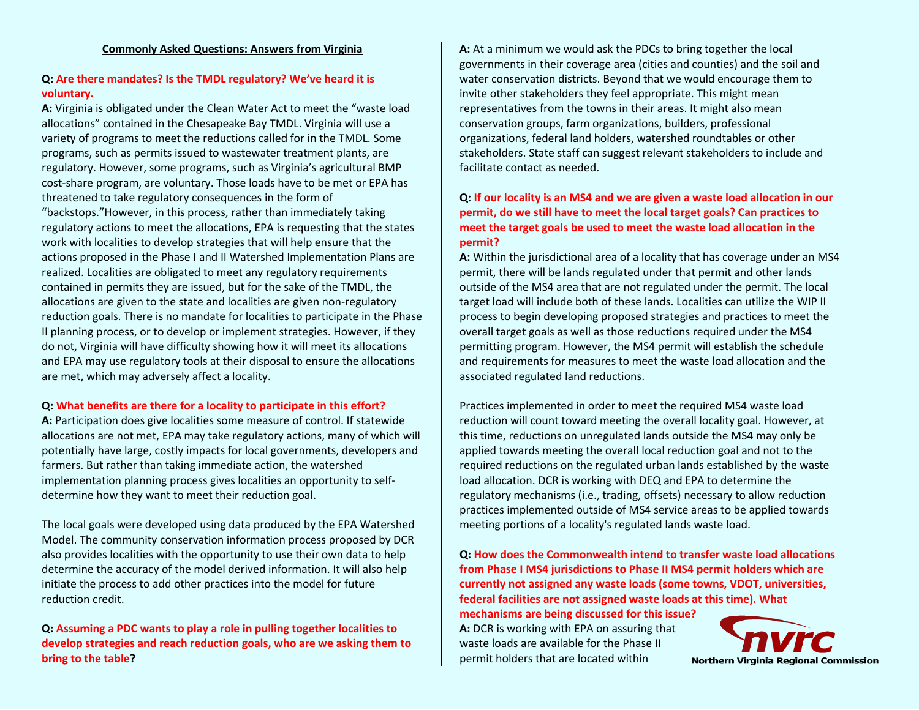**Commonly Asked Questions: Answers from Virginia**

**Q: Are there mandates? Is the TMDL regulatory? We've heard it is voluntary.**

**A:** Virginia is obligated under the Clean Water Act to meet the "waste load allocations" contained in the Chesapeake Bay TMDL. Virginia will use a variety of programs to meet the reductions called for in the TMDL. Some programs, such as permits issued to wastewater treatment plants, are regulatory. However, some programs, such as Virginia's agricultural BMP cost-share program, are voluntary. Those loads have to be met or EPA has threatened to take regulatory consequences in the form of "backstops."However, in this process, rather than immediately taking regulatory actions to meet the allocations, EPA is requesting that the states work with localities to develop strategies that will help ensure that the actions proposed in the Phase I and II Watershed Implementation Plans are realized. Localities are obligated to meet any regulatory requirements contained in permits they are issued, but for the sake of the TMDL, the allocations are given to the state and localities are given non-regulatory reduction goals. There is no mandate for localities to participate in the Phase II planning process, or to develop or implement strategies. However, if they do not, Virginia will have difficulty showing how it will meet its allocations and EPA may use regulatory tools at their disposal to ensure the allocations are met, which may adversely affect a locality.

**Q: What benefits are there for a locality to participate in this effort?**

**A:** Participation does give localities some measure of control. If statewide allocations are not met, EPA may take regulatory actions, many of which will potentially have large, costly impacts for local governments, developers and farmers. But rather than taking immediate action, the watershed implementation planning process gives localities an opportunity to self-determine how they want to meet their reduction goal.

The local goals were developed using data produced by the EPA Watershed Model. The community conservation information process proposed by DCR also provides localities with the opportunity to use their own data to help determine the accuracy of the model derived information. It will also help initiate the process to add other practices into the model for future reduction credit.

**Q: Assuming a PDC wants to play a role in pulling together localities to develop strategies and reach reduction goals, who are we asking them to bring to the table?**

**A:** At a minimum we would ask the PDCs to bring together the local governments in their coverage area (cities and counties) and the soil and water conservation districts. Beyond that we would encourage them to invite other stakeholders they feel appropriate. This might mean representatives from the towns in their areas. It might also mean conservation groups, farm organizations, builders, professional organizations, federal land holders, watershed roundtables or other stakeholders. State staff can suggest relevant stakeholders to include and facilitate contact as needed.

**Q: If our locality is an MS4 and we are given a waste load allocation in our permit, do we still have to meet the local target goals? Can practices to meet the target goals be used to meet the waste load allocation in the permit?**

**A:** Within the jurisdictional area of a locality that has coverage under an MS4 permit, there will be lands regulated under that permit and other lands outside of the MS4 area that are not regulated under the permit. The local target load will include both of these lands. Localities can utilize the WIP II process to begin developing proposed strategies and practices to meet the overall target goals as well as those reductions required under the MS4 permitting program. However, the MS4 permit will establish the schedule and requirements for measures to meet the waste load allocation and the associated regulated land reductions.

Practices implemented in order to meet the required MS4 waste load reduction will count toward meeting the overall locality goal. However, at this time, reductions on unregulated lands outside the MS4 may only be applied towards meeting the overall local reduction goal and not to the required reductions on the regulated urban lands established by the waste load allocation. DCR is working with DEQ and EPA to determine the regulatory mechanisms (i.e., trading, offsets) necessary to allow reduction practices implemented outside of MS4 service areas to be applied towards meeting portions of a locality's regulated lands waste load.

**Q: How does the Commonwealth intend to transfer waste load allocations from Phase I MS4 jurisdictions to Phase II MS4 permit holders which are currently not assigned any waste loads (some towns, VDOT, universities, federal facilities are not assigned waste loads at this time). What mechanisms are being discussed for this issue?**

**A:** DCR is working with EPA on assuring that waste loads are available for the Phase II permit holders that are located within

nvrc
Northern Virginia Regional Commission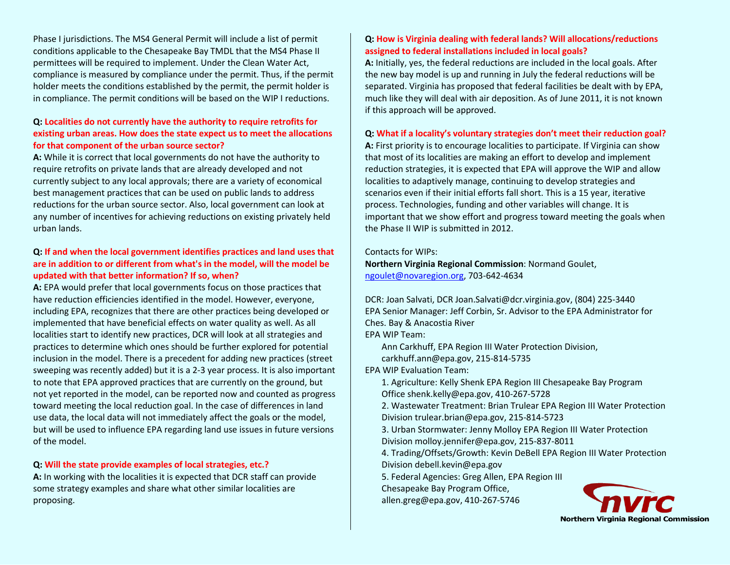Phase I jurisdictions. The MS4 General Permit will include a list of permit conditions applicable to the Chesapeake Bay TMDL that the MS4 Phase II permittees will be required to implement. Under the Clean Water Act, compliance is measured by compliance under the permit. Thus, if the permit holder meets the conditions established by the permit, the permit holder is in compliance. The permit conditions will be based on the WIP I reductions.

**Q: Localities do not currently have the authority to require retrofits for existing urban areas. How does the state expect us to meet the allocations for that component of the urban source sector?**

**A:** While it is correct that local governments do not have the authority to require retrofits on private lands that are already developed and not currently subject to any local approvals; there are a variety of economical best management practices that can be used on public lands to address reductions for the urban source sector. Also, local government can look at any number of incentives for achieving reductions on existing privately held urban lands.

**Q: If and when the local government identifies practices and land uses that are in addition to or different from what's in the model, will the model be updated with that better information? If so, when?**

**A:** EPA would prefer that local governments focus on those practices that have reduction efficiencies identified in the model. However, everyone, including EPA, recognizes that there are other practices being developed or implemented that have beneficial effects on water quality as well. As all localities start to identify new practices, DCR will look at all strategies and practices to determine which ones should be further explored for potential inclusion in the model. There is a precedent for adding new practices (street sweeping was recently added) but it is a 2-3 year process. It is also important to note that EPA approved practices that are currently on the ground, but not yet reported in the model, can be reported now and counted as progress toward meeting the local reduction goal. In the case of differences in land use data, the local data will not immediately affect the goals or the model, but will be used to influence EPA regarding land use issues in future versions of the model.

**Q: Will the state provide examples of local strategies, etc.?**

**A:** In working with the localities it is expected that DCR staff can provide some strategy examples and share what other similar localities are proposing.

**Q: How is Virginia dealing with federal lands? Will allocations/reductions assigned to federal installations included in local goals?**

**A:** Initially, yes, the federal reductions are included in the local goals. After the new bay model is up and running in July the federal reductions will be separated. Virginia has proposed that federal facilities be dealt with by EPA, much like they will deal with air deposition. As of June 2011, it is not known if this approach will be approved.

**Q: What if a locality's voluntary strategies don't meet their reduction goal?**

**A:** First priority is to encourage localities to participate. If Virginia can show that most of its localities are making an effort to develop and implement reduction strategies, it is expected that EPA will approve the WIP and allow localities to adaptively manage, continuing to develop strategies and scenarios even if their initial efforts fall short. This is a 15 year, iterative process. Technologies, funding and other variables will change. It is important that we show effort and progress toward meeting the goals when the Phase II WIP is submitted in 2012.

Contacts for WIPs:

**Northern Virginia Regional Commission**: Normand Goulet, ngoulet@novaregion.org, 703-642-4634

DCR: Joan Salvati, DCR Joan.Salvati@dcr.virginia.gov, (804) 225-3440

EPA Senior Manager: Jeff Corbin, Sr. Advisor to the EPA Administrator for Ches. Bay & Anacostia River

EPA WIP Team:

Ann Carkhuff, EPA Region III Water Protection Division, carkhuff.ann@epa.gov, 215-814-5735

EPA WIP Evaluation Team:

1. Agriculture: Kelly Shenk EPA Region III Chesapeake Bay Program Office shenk.kelly@epa.gov, 410-267-5728
2. Wastewater Treatment: Brian Trulear EPA Region III Water Protection Division trulear.brian@epa.gov, 215-814-5723
3. Urban Stormwater: Jenny Molloy EPA Region III Water Protection Division molloy.jennifer@epa.gov, 215-837-8011
4. Trading/Offsets/Growth: Kevin DeBell EPA Region III Water Protection Division debell.kevin@epa.gov
5. Federal Agencies: Greg Allen, EPA Region III Chesapeake Bay Program Office, allen.greg@epa.gov, 410-267-5746

nvrc
Northern Virginia Regional Commission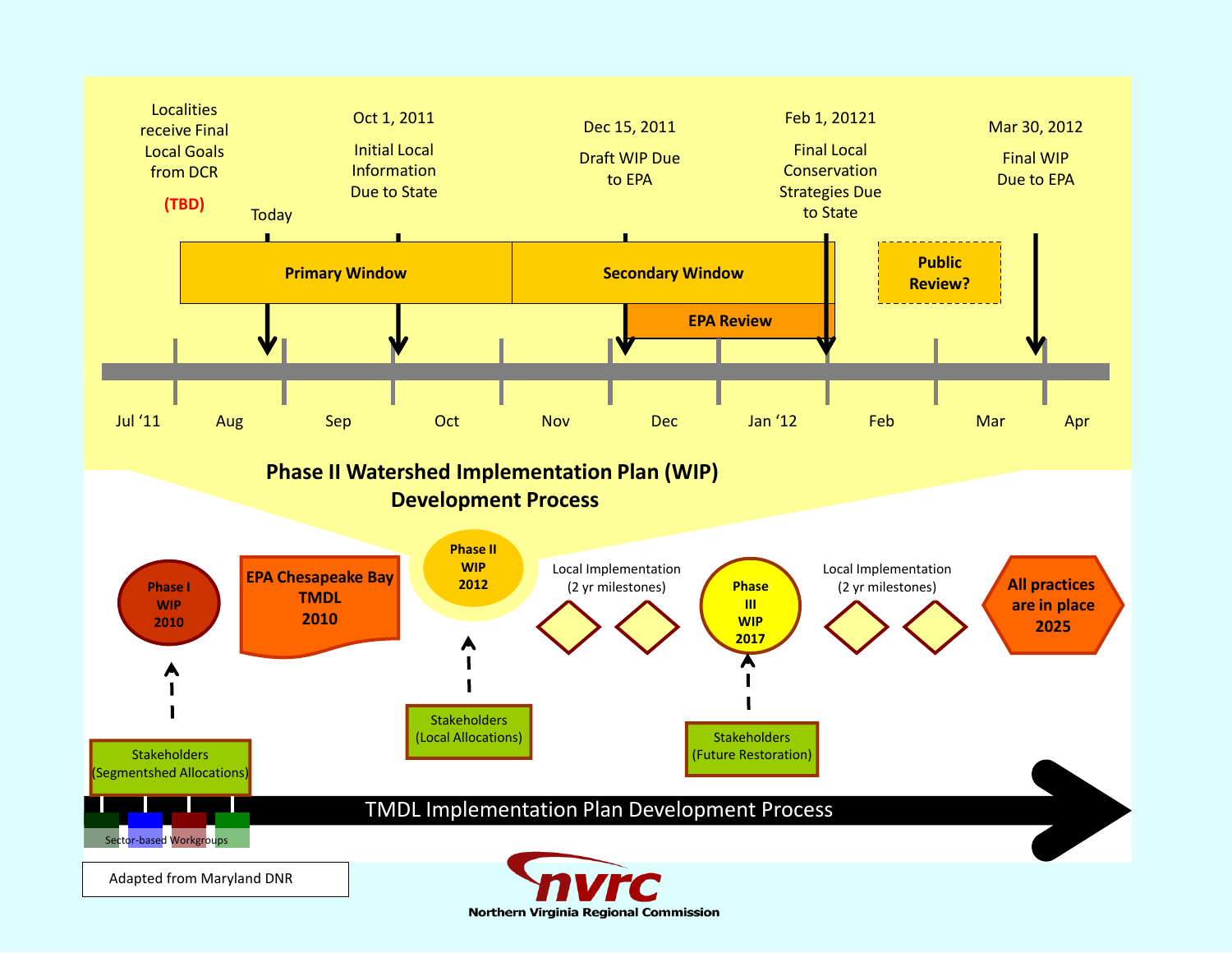Localities receive Final Local Goals from DCR

(TBD)

Today

Oct 1, 2011

Initial Local Information Due to State

Dec 15, 2011

Draft WIP Due to EPA

Feb 1, 20121

Final Local Conservation Strategies Due to State

Mar 30, 2012

Final WIP Due to EPA

Primary Window

Secondary Window

EPA Review

Public Review?

Jul '11 Aug Sep Oct Nov Dec Jan '12 Feb Mar Apr

## Phase II Watershed Implementation Plan (WIP) Development Process

Phase I WIP 2010

EPA Chesapeake Bay TMDL 2010

Phase II WIP 2012

Local Implementation (2 yr milestones)

Phase III WIP 2017

Local Implementation (2 yr milestones)

All practices are in place 2025

Stakeholders (Segmentshed Allocations)

Stakeholders (Local Allocations)

Stakeholders (Future Restoration)

Sector-based Workgroups

TMDL Implementation Plan Development Process

Adapted from Maryland DNR

nvrc

Northern Virginia Regional Commission